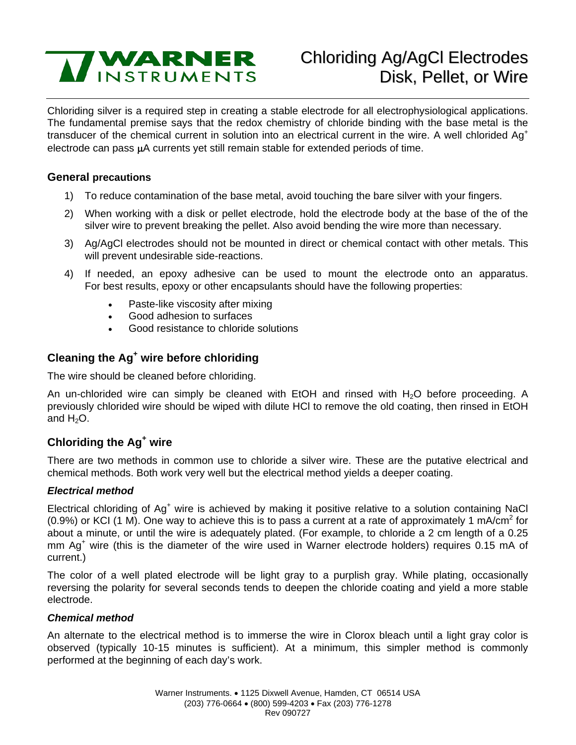WARNER INSTRUMENTS

# Chloriding Ag/AgCl Electrodes Disk, Pellet, or Wire

Chloriding silver is a required step in creating a stable electrode for all electrophysiological applications. The fundamental premise says that the redox chemistry of chloride binding with the base metal is the transducer of the chemical current in solution into an electrical current in the wire. A well chlorided $Ag^+$ electrode can pass μA currents yet still remain stable for extended periods of time.

## General precautions

1) To reduce contamination of the base metal, avoid touching the bare silver with your fingers.
2) When working with a disk or pellet electrode, hold the electrode body at the base of the of the silver wire to prevent breaking the pellet. Also avoid bending the wire more than necessary.
3) Ag/AgCl electrodes should not be mounted in direct or chemical contact with other metals. This will prevent undesirable side-reactions.
4) If needed, an epoxy adhesive can be used to mount the electrode onto an apparatus. For best results, epoxy or other encapsulants should have the following properties:
   - Paste-like viscosity after mixing
   - Good adhesion to surfaces
   - Good resistance to chloride solutions

## Cleaning the $Ag^+$ wire before chloriding

The wire should be cleaned before chloriding.

An un-chlorided wire can simply be cleaned with EtOH and rinsed with $H_2O$ before proceeding. A previously chlorided wire should be wiped with dilute HCl to remove the old coating, then rinsed in EtOH and $H_2O$.

## Chloriding the $Ag^+$ wire

There are two methods in common use to chloride a silver wire. These are the putative electrical and chemical methods. Both work very well but the electrical method yields a deeper coating.

### *Electrical method*

Electrical chloriding of $Ag^+$ wire is achieved by making it positive relative to a solution containing NaCl (0.9%) or KCl (1 M). One way to achieve this is to pass a current at a rate of approximately 1 mA/cm$^2$ for about a minute, or until the wire is adequately plated. (For example, to chloride a 2 cm length of a 0.25 mm $Ag^+$ wire (this is the diameter of the wire used in Warner electrode holders) requires 0.15 mA of current.)

The color of a well plated electrode will be light gray to a purplish gray. While plating, occasionally reversing the polarity for several seconds tends to deepen the chloride coating and yield a more stable electrode.

### *Chemical method*

An alternate to the electrical method is to immerse the wire in Clorox bleach until a light gray color is observed (typically 10-15 minutes is sufficient). At a minimum, this simpler method is commonly performed at the beginning of each day's work.

Warner Instruments. • 1125 Dixwell Avenue, Hamden, CT 06514 USA
(203) 776-0664 • (800) 599-4203 • Fax (203) 776-1278
Rev 090727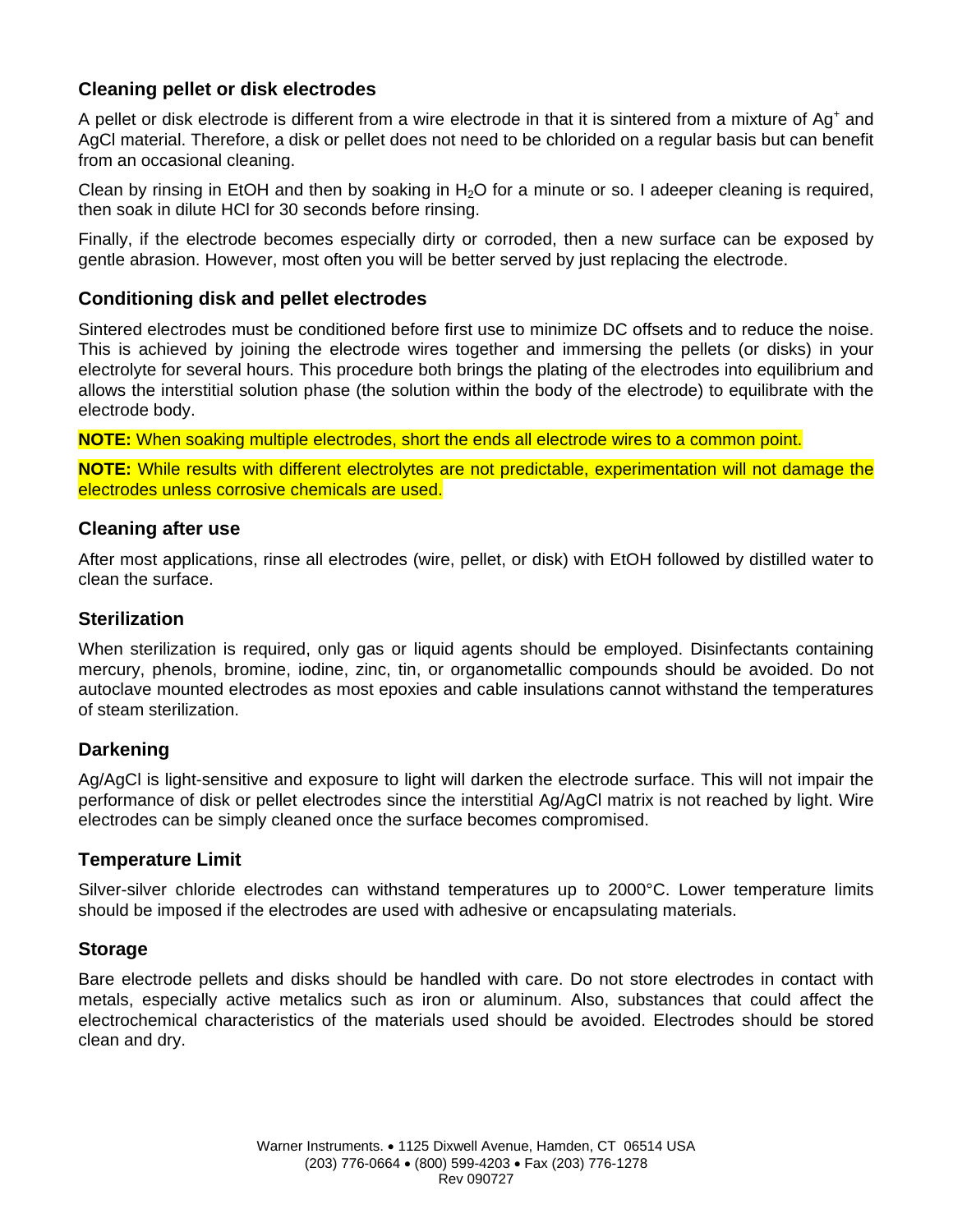### Cleaning pellet or disk electrodes

A pellet or disk electrode is different from a wire electrode in that it is sintered from a mixture of $Ag^+$ and AgCl material. Therefore, a disk or pellet does not need to be chlorided on a regular basis but can benefit from an occasional cleaning.

Clean by rinsing in EtOH and then by soaking in $H_2O$ for a minute or so. I adeeper cleaning is required, then soak in dilute HCl for 30 seconds before rinsing.

Finally, if the electrode becomes especially dirty or corroded, then a new surface can be exposed by gentle abrasion. However, most often you will be better served by just replacing the electrode.

### Conditioning disk and pellet electrodes

Sintered electrodes must be conditioned before first use to minimize DC offsets and to reduce the noise. This is achieved by joining the electrode wires together and immersing the pellets (or disks) in your electrolyte for several hours. This procedure both brings the plating of the electrodes into equilibrium and allows the interstitial solution phase (the solution within the body of the electrode) to equilibrate with the electrode body.

**NOTE:** When soaking multiple electrodes, short the ends all electrode wires to a common point.

**NOTE:** While results with different electrolytes are not predictable, experimentation will not damage the electrodes unless corrosive chemicals are used.

### Cleaning after use

After most applications, rinse all electrodes (wire, pellet, or disk) with EtOH followed by distilled water to clean the surface.

### Sterilization

When sterilization is required, only gas or liquid agents should be employed. Disinfectants containing mercury, phenols, bromine, iodine, zinc, tin, or organometallic compounds should be avoided. Do not autoclave mounted electrodes as most epoxies and cable insulations cannot withstand the temperatures of steam sterilization.

### Darkening

Ag/AgCl is light-sensitive and exposure to light will darken the electrode surface. This will not impair the performance of disk or pellet electrodes since the interstitial Ag/AgCl matrix is not reached by light. Wire electrodes can be simply cleaned once the surface becomes compromised.

### Temperature Limit

Silver-silver chloride electrodes can withstand temperatures up to 2000°C. Lower temperature limits should be imposed if the electrodes are used with adhesive or encapsulating materials.

### Storage

Bare electrode pellets and disks should be handled with care. Do not store electrodes in contact with metals, especially active metalics such as iron or aluminum. Also, substances that could affect the electrochemical characteristics of the materials used should be avoided. Electrodes should be stored clean and dry.

Warner Instruments. • 1125 Dixwell Avenue, Hamden, CT 06514 USA
(203) 776-0664 • (800) 599-4203 • Fax (203) 776-1278
Rev 090727